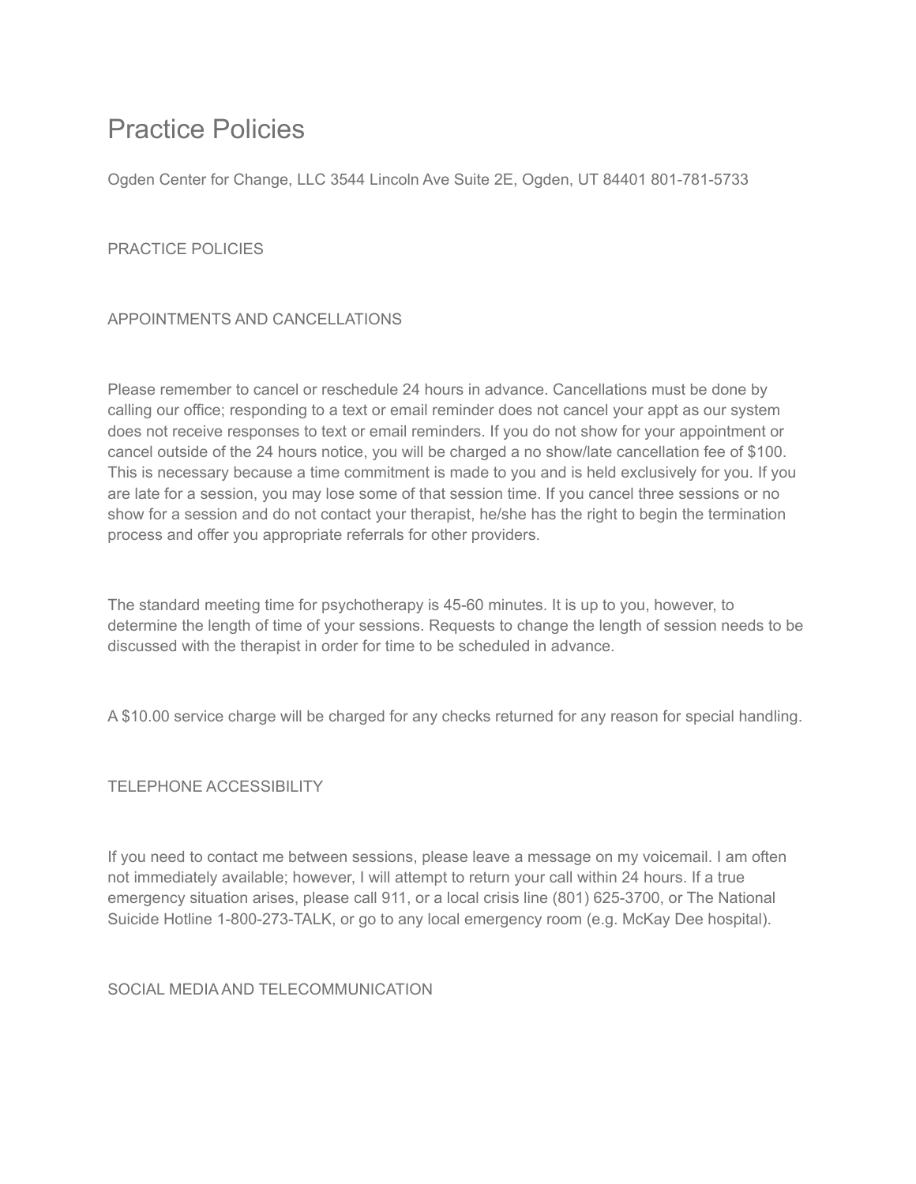# Practice Policies

Ogden Center for Change, LLC 3544 Lincoln Ave Suite 2E, Ogden, UT 84401 801-781-5733

## PRACTICE POLICIES

### APPOINTMENTS AND CANCELLATIONS

Please remember to cancel or reschedule 24 hours in advance. Cancellations must be done by calling our office; responding to a text or email reminder does not cancel your appt as our system does not receive responses to text or email reminders. If you do not show for your appointment or cancel outside of the 24 hours notice, you will be charged a no show/late cancellation fee of $100. This is necessary because a time commitment is made to you and is held exclusively for you. If you are late for a session, you may lose some of that session time. If you cancel three sessions or no show for a session and do not contact your therapist, he/she has the right to begin the termination process and offer you appropriate referrals for other providers.

The standard meeting time for psychotherapy is 45-60 minutes. It is up to you, however, to determine the length of time of your sessions. Requests to change the length of session needs to be discussed with the therapist in order for time to be scheduled in advance.

A $10.00 service charge will be charged for any checks returned for any reason for special handling.

### TELEPHONE ACCESSIBILITY

If you need to contact me between sessions, please leave a message on my voicemail. I am often not immediately available; however, I will attempt to return your call within 24 hours. If a true emergency situation arises, please call 911, or a local crisis line (801) 625-3700, or The National Suicide Hotline 1-800-273-TALK, or go to any local emergency room (e.g. McKay Dee hospital).

### SOCIAL MEDIA AND TELECOMMUNICATION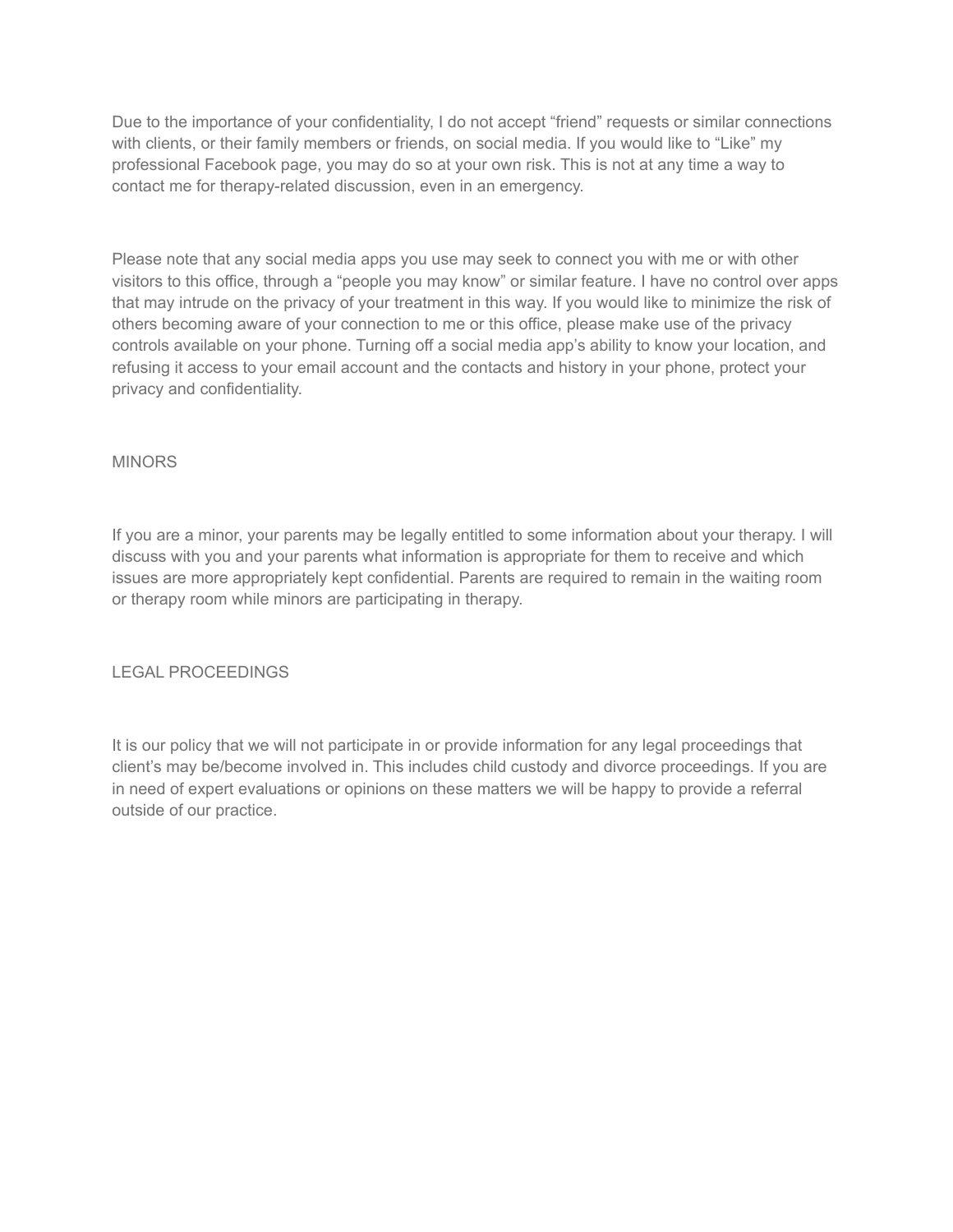Due to the importance of your confidentiality, I do not accept "friend" requests or similar connections with clients, or their family members or friends, on social media. If you would like to "Like" my professional Facebook page, you may do so at your own risk. This is not at any time a way to contact me for therapy-related discussion, even in an emergency.

Please note that any social media apps you use may seek to connect you with me or with other visitors to this office, through a "people you may know" or similar feature. I have no control over apps that may intrude on the privacy of your treatment in this way. If you would like to minimize the risk of others becoming aware of your connection to me or this office, please make use of the privacy controls available on your phone. Turning off a social media app's ability to know your location, and refusing it access to your email account and the contacts and history in your phone, protect your privacy and confidentiality.

## MINORS

If you are a minor, your parents may be legally entitled to some information about your therapy. I will discuss with you and your parents what information is appropriate for them to receive and which issues are more appropriately kept confidential. Parents are required to remain in the waiting room or therapy room while minors are participating in therapy.

## LEGAL PROCEEDINGS

It is our policy that we will not participate in or provide information for any legal proceedings that client's may be/become involved in. This includes child custody and divorce proceedings. If you are in need of expert evaluations or opinions on these matters we will be happy to provide a referral outside of our practice.